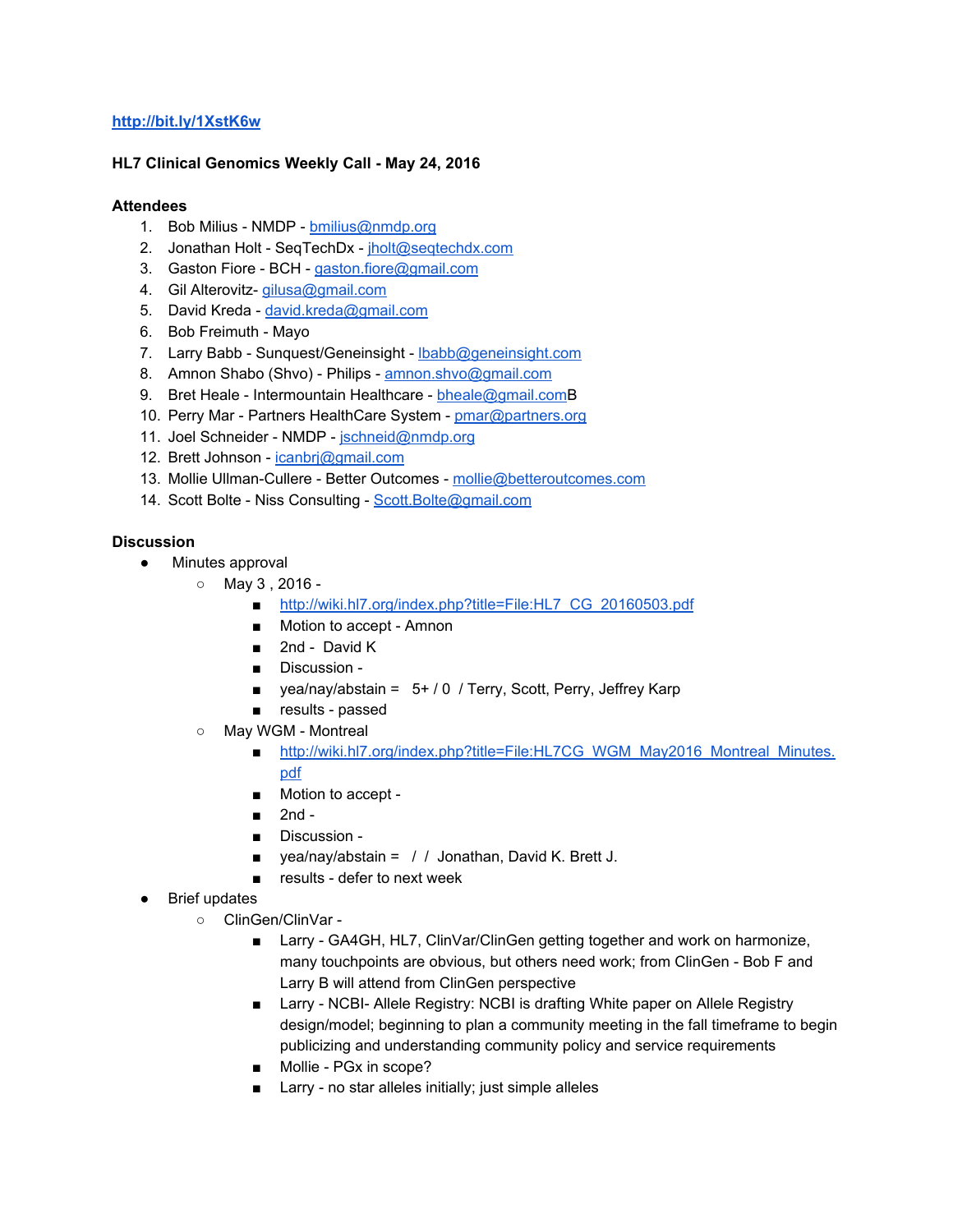http://bit.ly/1XstK6w

**HL7 Clinical Genomics Weekly Call - May 24, 2016**

**Attendees**

1. Bob Milius - NMDP - bmilius@nmdp.org
2. Jonathan Holt - SeqTechDx - jholt@seqtechdx.com
3. Gaston Fiore - BCH - gaston.fiore@gmail.com
4. Gil Alterovitz- gilusa@gmail.com
5. David Kreda - david.kreda@gmail.com
6. Bob Freimuth - Mayo
7. Larry Babb - Sunquest/Geneinsight - lbabb@geneinsight.com
8. Amnon Shabo (Shvo) - Philips - amnon.shvo@gmail.com
9. Bret Heale - Intermountain Healthcare - bheale@gmail.comB
10. Perry Mar - Partners HealthCare System - pmar@partners.org
11. Joel Schneider - NMDP - jschneid@nmdp.org
12. Brett Johnson - icanbrj@gmail.com
13. Mollie Ullman-Cullere - Better Outcomes - mollie@betteroutcomes.com
14. Scott Bolte - Niss Consulting - Scott.Bolte@gmail.com

**Discussion**

- Minutes approval
    - May 3 , 2016 -
        - http://wiki.hl7.org/index.php?title=File:HL7_CG_20160503.pdf
        - Motion to accept - Amnon
        - 2nd - David K
        - Discussion -
        - yea/nay/abstain = 5+ / 0 / Terry, Scott, Perry, Jeffrey Karp
        - results - passed
    - May WGM - Montreal
        - http://wiki.hl7.org/index.php?title=File:HL7CG_WGM_May2016_Montreal_Minutes.pdf
        - Motion to accept -
        - 2nd -
        - Discussion -
        - yea/nay/abstain = / / Jonathan, David K. Brett J.
        - results - defer to next week
- Brief updates
    - ClinGen/ClinVar -
        - Larry - GA4GH, HL7, ClinVar/ClinGen getting together and work on harmonize, many touchpoints are obvious, but others need work; from ClinGen - Bob F and Larry B will attend from ClinGen perspective
        - Larry - NCBI- Allele Registry: NCBI is drafting White paper on Allele Registry design/model; beginning to plan a community meeting in the fall timeframe to begin publicizing and understanding community policy and service requirements
        - Mollie - PGx in scope?
        - Larry - no star alleles initially; just simple alleles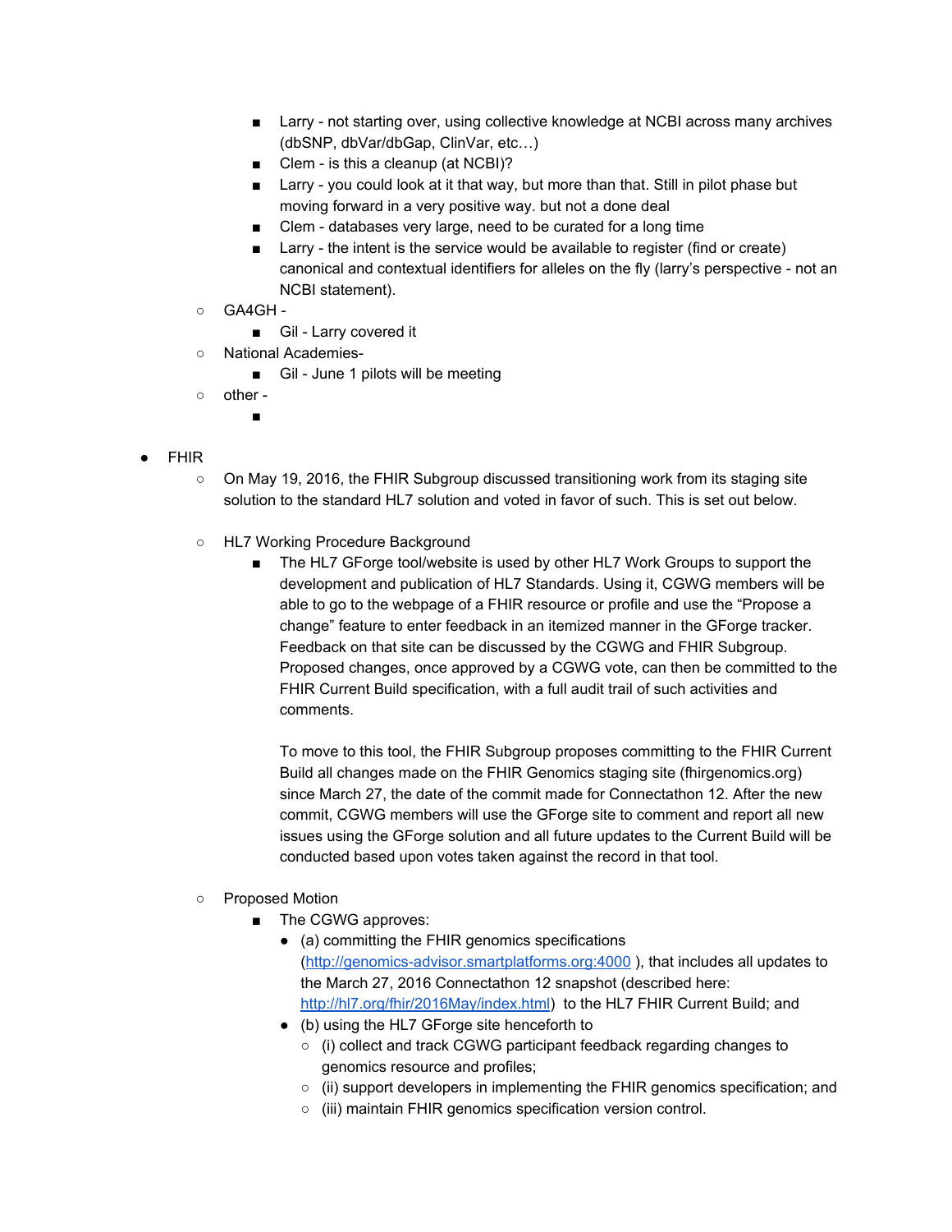- Larry - not starting over, using collective knowledge at NCBI across many archives (dbSNP, dbVar/dbGap, ClinVar, etc…)
        - Clem - is this a cleanup (at NCBI)?
        - Larry - you could look at it that way, but more than that. Still in pilot phase but moving forward in a very positive way. but not a done deal
        - Clem - databases very large, need to be curated for a long time
        - Larry - the intent is the service would be available to register (find or create) canonical and contextual identifiers for alleles on the fly (larry's perspective - not an NCBI statement).
    - GA4GH -
        - Gil - Larry covered it
    - National Academies-
        - Gil - June 1 pilots will be meeting
    - other -
        -

- FHIR
    - On May 19, 2016, the FHIR Subgroup discussed transitioning work from its staging site solution to the standard HL7 solution and voted in favor of such. This is set out below.

    - HL7 Working Procedure Background
        - The HL7 GForge tool/website is used by other HL7 Work Groups to support the development and publication of HL7 Standards. Using it, CGWG members will be able to go to the webpage of a FHIR resource or profile and use the "Propose a change" feature to enter feedback in an itemized manner in the GForge tracker. Feedback on that site can be discussed by the CGWG and FHIR Subgroup. Proposed changes, once approved by a CGWG vote, can then be committed to the FHIR Current Build specification, with a full audit trail of such activities and comments.

          To move to this tool, the FHIR Subgroup proposes committing to the FHIR Current Build all changes made on the FHIR Genomics staging site (fhirgenomics.org) since March 27, the date of the commit made for Connectathon 12. After the new commit, CGWG members will use the GForge site to comment and report all new issues using the GForge solution and all future updates to the Current Build will be conducted based upon votes taken against the record in that tool.

    - Proposed Motion
        - The CGWG approves:
            - (a) committing the FHIR genomics specifications ([http://genomics-advisor.smartplatforms.org:4000](http://genomics-advisor.smartplatforms.org:4000) ), that includes all updates to the March 27, 2016 Connectathon 12 snapshot (described here: [http://hl7.org/fhir/2016May/index.html](http://hl7.org/fhir/2016May/index.html)) to the HL7 FHIR Current Build; and
            - (b) using the HL7 GForge site henceforth to
                - (i) collect and track CGWG participant feedback regarding changes to genomics resource and profiles;
                - (ii) support developers in implementing the FHIR genomics specification; and
                - (iii) maintain FHIR genomics specification version control.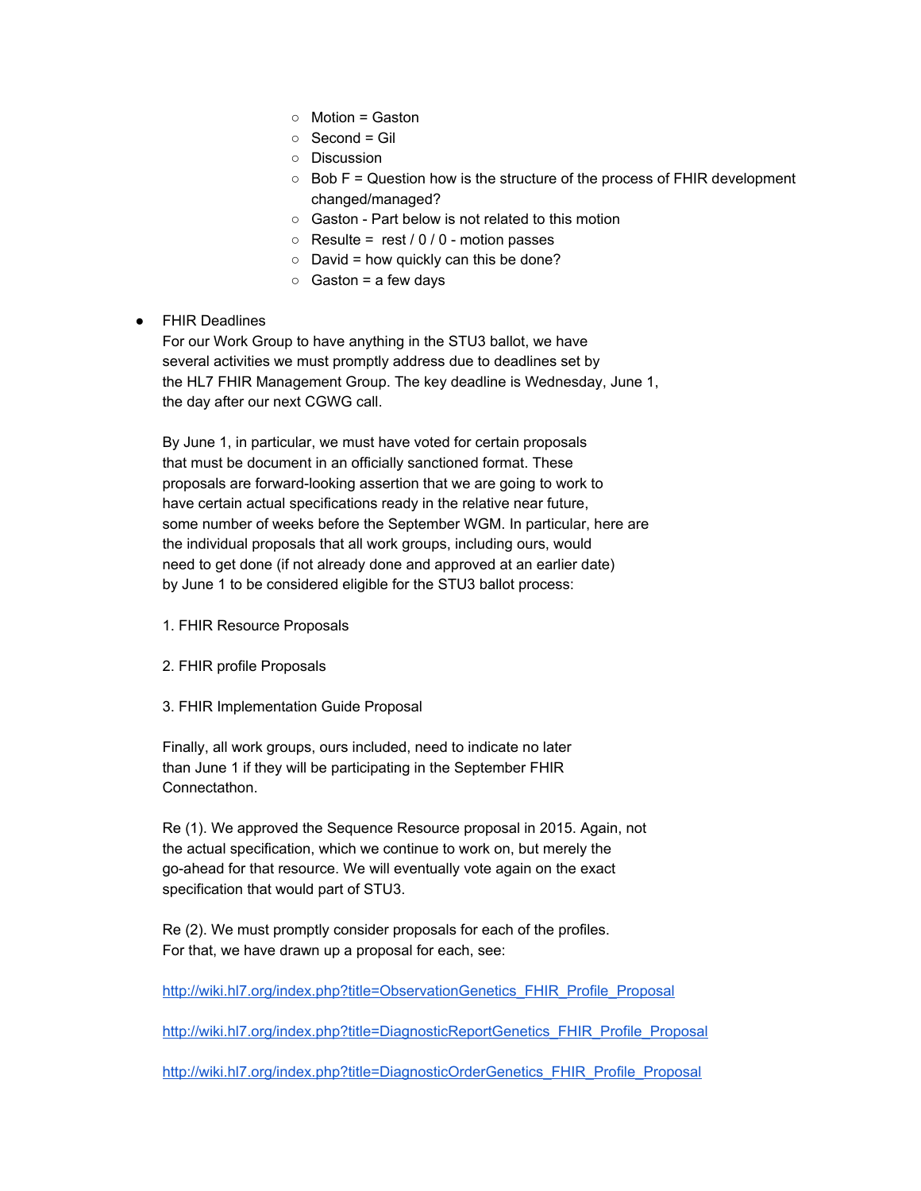- Motion = Gaston
    - Second = Gil
    - Discussion
    - Bob F = Question how is the structure of the process of FHIR development changed/managed?
    - Gaston - Part below is not related to this motion
    - Resulte = rest / 0 / 0 - motion passes
    - David = how quickly can this be done?
    - Gaston = a few days

- FHIR Deadlines
  For our Work Group to have anything in the STU3 ballot, we have several activities we must promptly address due to deadlines set by the HL7 FHIR Management Group. The key deadline is Wednesday, June 1, the day after our next CGWG call.

  By June 1, in particular, we must have voted for certain proposals that must be document in an officially sanctioned format. These proposals are forward-looking assertion that we are going to work to have certain actual specifications ready in the relative near future, some number of weeks before the September WGM. In particular, here are the individual proposals that all work groups, including ours, would need to get done (if not already done and approved at an earlier date) by June 1 to be considered eligible for the STU3 ballot process:

  1. FHIR Resource Proposals

  2. FHIR profile Proposals

  3. FHIR Implementation Guide Proposal

  Finally, all work groups, ours included, need to indicate no later than June 1 if they will be participating in the September FHIR Connectathon.

  Re (1). We approved the Sequence Resource proposal in 2015. Again, not the actual specification, which we continue to work on, but merely the go-ahead for that resource. We will eventually vote again on the exact specification that would part of STU3.

  Re (2). We must promptly consider proposals for each of the profiles. For that, we have drawn up a proposal for each, see:

  http://wiki.hl7.org/index.php?title=ObservationGenetics_FHIR_Profile_Proposal

  http://wiki.hl7.org/index.php?title=DiagnosticReportGenetics_FHIR_Profile_Proposal

  http://wiki.hl7.org/index.php?title=DiagnosticOrderGenetics_FHIR_Profile_Proposal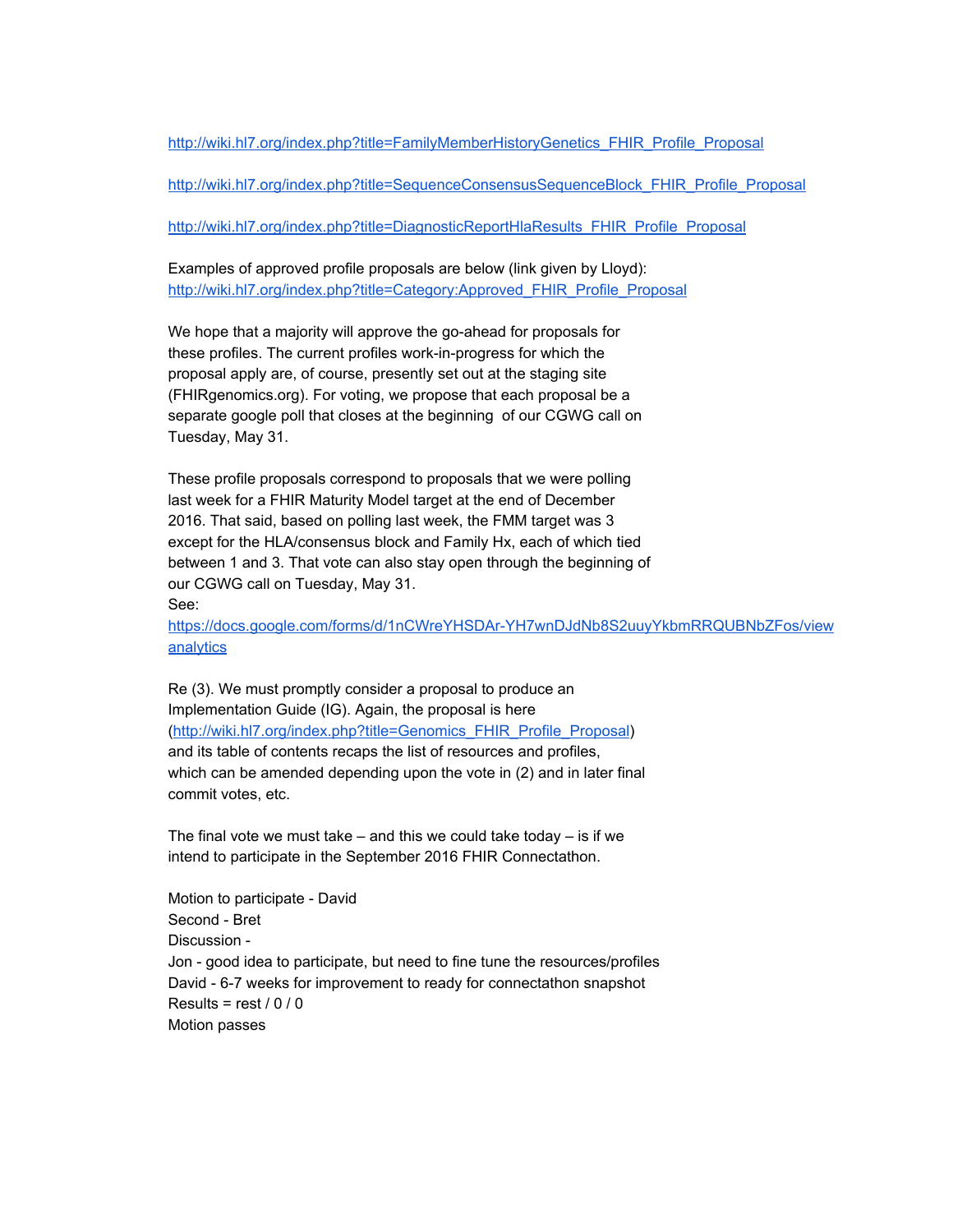http://wiki.hl7.org/index.php?title=FamilyMemberHistoryGenetics_FHIR_Profile_Proposal

http://wiki.hl7.org/index.php?title=SequenceConsensusSequenceBlock_FHIR_Profile_Proposal

http://wiki.hl7.org/index.php?title=DiagnosticReportHlaResults_FHIR_Profile_Proposal

Examples of approved profile proposals are below (link given by Lloyd):
http://wiki.hl7.org/index.php?title=Category:Approved_FHIR_Profile_Proposal

We hope that a majority will approve the go-ahead for proposals for these profiles. The current profiles work-in-progress for which the proposal apply are, of course, presently set out at the staging site (FHIRgenomics.org). For voting, we propose that each proposal be a separate google poll that closes at the beginning of our CGWG call on Tuesday, May 31.

These profile proposals correspond to proposals that we were polling last week for a FHIR Maturity Model target at the end of December 2016. That said, based on polling last week, the FMM target was 3 except for the HLA/consensus block and Family Hx, each of which tied between 1 and 3. That vote can also stay open through the beginning of our CGWG call on Tuesday, May 31.
See:
https://docs.google.com/forms/d/1nCWreYHSDAr-YH7wnDJdNb8S2uuyYkbmRRQUBNbZFos/viewanalytics

Re (3). We must promptly consider a proposal to produce an Implementation Guide (IG). Again, the proposal is here (http://wiki.hl7.org/index.php?title=Genomics_FHIR_Profile_Proposal) and its table of contents recaps the list of resources and profiles, which can be amended depending upon the vote in (2) and in later final commit votes, etc.

The final vote we must take – and this we could take today – is if we intend to participate in the September 2016 FHIR Connectathon.

Motion to participate - David
Second - Bret
Discussion -
Jon - good idea to participate, but need to fine tune the resources/profiles
David - 6-7 weeks for improvement to ready for connectathon snapshot
Results = rest / 0 / 0
Motion passes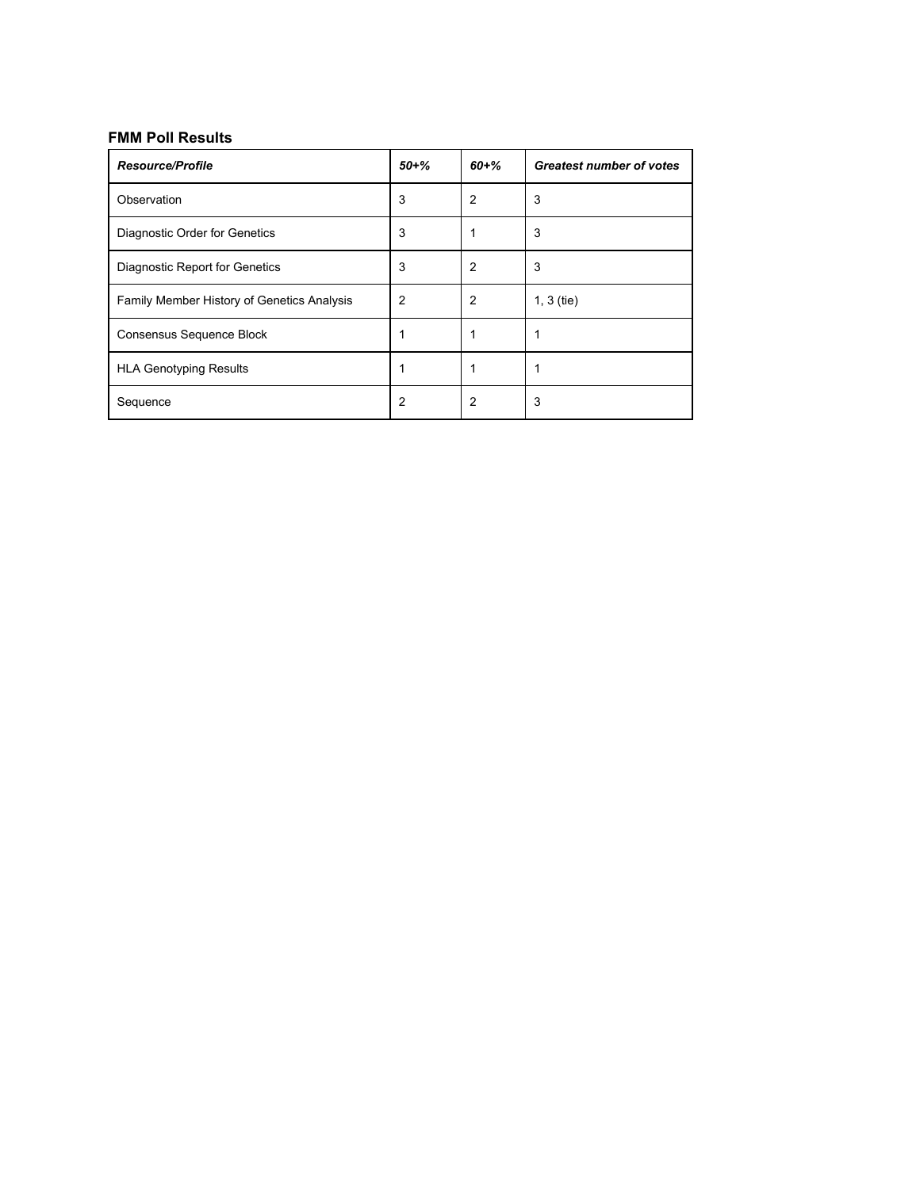**FMM Poll Results**

| ***Resource/Profile*** | ***50+%*** | ***60+%*** | ***Greatest number of votes*** |
| --- | --- | --- | --- |
| Observation | 3 | 2 | 3 |
| Diagnostic Order for Genetics | 3 | 1 | 3 |
| Diagnostic Report for Genetics | 3 | 2 | 3 |
| Family Member History of Genetics Analysis | 2 | 2 | 1, 3 (tie) |
| Consensus Sequence Block | 1 | 1 | 1 |
| HLA Genotyping Results | 1 | 1 | 1 |
| Sequence | 2 | 2 | 3 |